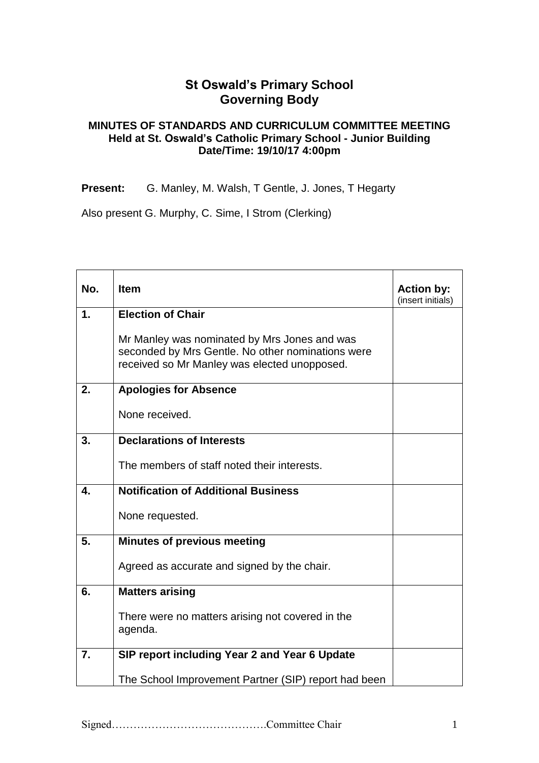# St Oswald's Primary School
# Governing Body

### MINUTES OF STANDARDS AND CURRICULUM COMMITTEE MEETING
### Held at St. Oswald's Catholic Primary School - Junior Building
### Date/Time: 19/10/17 4:00pm

**Present:** G. Manley, M. Walsh, T Gentle, J. Jones, T Hegarty

Also present G. Murphy, C. Sime, I Strom (Clerking)

| No. | Item | Action by: (insert initials) |
|---|---|---|
| 1. | **Election of Chair**<br><br>Mr Manley was nominated by Mrs Jones and was seconded by Mrs Gentle. No other nominations were received so Mr Manley was elected unopposed. | |
| 2. | **Apologies for Absence**<br><br>None received. | |
| 3. | **Declarations of Interests**<br><br>The members of staff noted their interests. | |
| 4. | **Notification of Additional Business**<br><br>None requested. | |
| 5. | **Minutes of previous meeting**<br><br>Agreed as accurate and signed by the chair. | |
| 6. | **Matters arising**<br><br>There were no matters arising not covered in the agenda. | |
| 7. | **SIP report including Year 2 and Year 6 Update**<br><br>The School Improvement Partner (SIP) report had been | |

Signed…………………………………….Committee Chair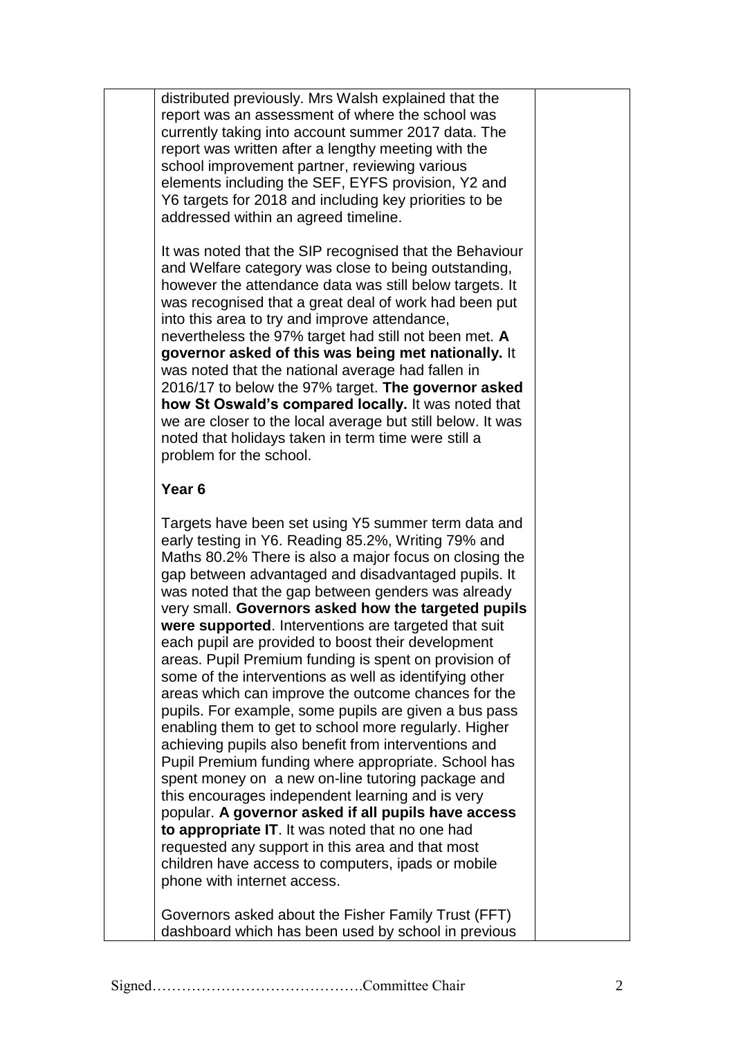distributed previously. Mrs Walsh explained that the report was an assessment of where the school was currently taking into account summer 2017 data. The report was written after a lengthy meeting with the school improvement partner, reviewing various elements including the SEF, EYFS provision, Y2 and Y6 targets for 2018 and including key priorities to be addressed within an agreed timeline.

It was noted that the SIP recognised that the Behaviour and Welfare category was close to being outstanding, however the attendance data was still below targets. It was recognised that a great deal of work had been put into this area to try and improve attendance, nevertheless the 97% target had still not been met. **A governor asked of this was being met nationally.** It was noted that the national average had fallen in 2016/17 to below the 97% target. **The governor asked how St Oswald's compared locally.** It was noted that we are closer to the local average but still below. It was noted that holidays taken in term time were still a problem for the school.

**Year 6**

Targets have been set using Y5 summer term data and early testing in Y6. Reading 85.2%, Writing 79% and Maths 80.2% There is also a major focus on closing the gap between advantaged and disadvantaged pupils. It was noted that the gap between genders was already very small. **Governors asked how the targeted pupils were supported**. Interventions are targeted that suit each pupil are provided to boost their development areas. Pupil Premium funding is spent on provision of some of the interventions as well as identifying other areas which can improve the outcome chances for the pupils. For example, some pupils are given a bus pass enabling them to get to school more regularly. Higher achieving pupils also benefit from interventions and Pupil Premium funding where appropriate. School has spent money on a new on-line tutoring package and this encourages independent learning and is very popular. **A governor asked if all pupils have access to appropriate IT**. It was noted that no one had requested any support in this area and that most children have access to computers, ipads or mobile phone with internet access.

Governors asked about the Fisher Family Trust (FFT) dashboard which has been used by school in previous

Signed…………………………………….Committee Chair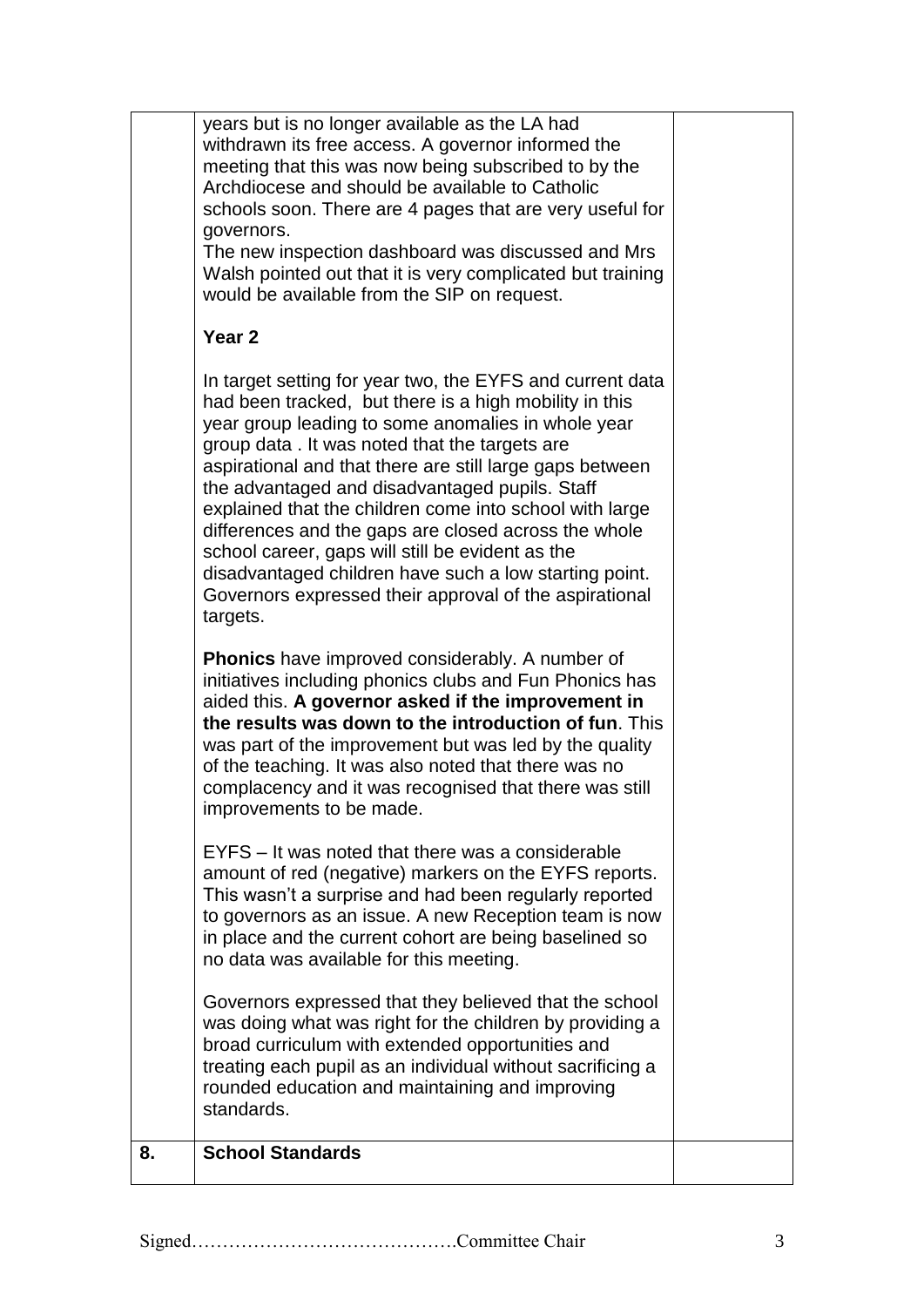| | | |
|---|---|---|
| | years but is no longer available as the LA had withdrawn its free access. A governor informed the meeting that this was now being subscribed to by the Archdiocese and should be available to Catholic schools soon. There are 4 pages that are very useful for governors.<br>The new inspection dashboard was discussed and Mrs Walsh pointed out that it is very complicated but training would be available from the SIP on request.<br><br>**Year 2**<br><br>In target setting for year two, the EYFS and current data had been tracked, but there is a high mobility in this year group leading to some anomalies in whole year group data . It was noted that the targets are aspirational and that there are still large gaps between the advantaged and disadvantaged pupils. Staff explained that the children come into school with large differences and the gaps are closed across the whole school career, gaps will still be evident as the disadvantaged children have such a low starting point. Governors expressed their approval of the aspirational targets.<br><br>**Phonics** have improved considerably. A number of initiatives including phonics clubs and Fun Phonics has aided this. **A governor asked if the improvement in the results was down to the introduction of fun**. This was part of the improvement but was led by the quality of the teaching. It was also noted that there was no complacency and it was recognised that there was still improvements to be made.<br><br>EYFS – It was noted that there was a considerable amount of red (negative) markers on the EYFS reports. This wasn't a surprise and had been regularly reported to governors as an issue. A new Reception team is now in place and the current cohort are being baselined so no data was available for this meeting.<br><br>Governors expressed that they believed that the school was doing what was right for the children by providing a broad curriculum with extended opportunities and treating each pupil as an individual without sacrificing a rounded education and maintaining and improving standards. | |
| **8.** | **School Standards** | |

Signed…………………………………….Committee Chair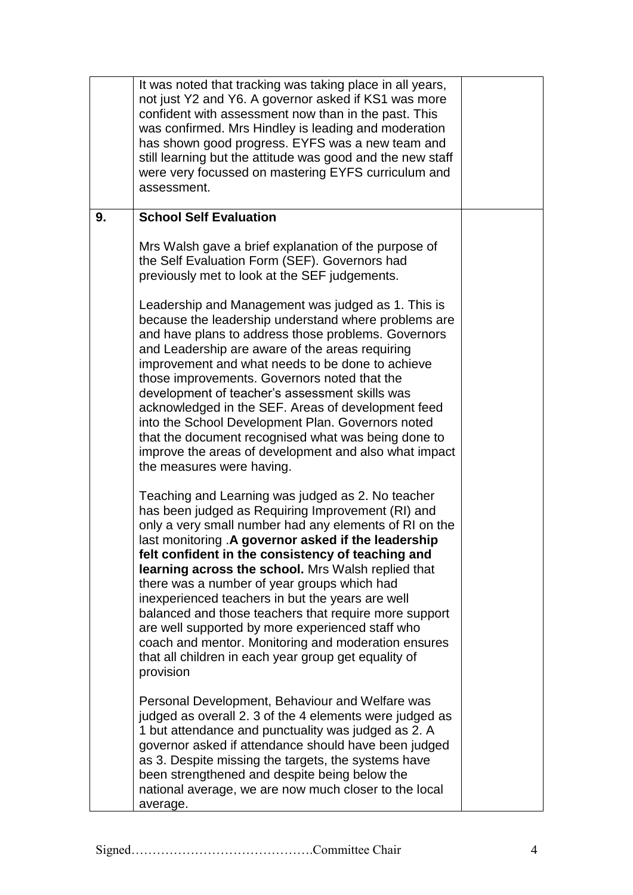| | | |
|---|---|---|
| | It was noted that tracking was taking place in all years, not just Y2 and Y6. A governor asked if KS1 was more confident with assessment now than in the past. This was confirmed. Mrs Hindley is leading and moderation has shown good progress. EYFS was a new team and still learning but the attitude was good and the new staff were very focussed on mastering EYFS curriculum and assessment. | |
| **9.** | **School Self Evaluation**<br><br>Mrs Walsh gave a brief explanation of the purpose of the Self Evaluation Form (SEF). Governors had previously met to look at the SEF judgements.<br><br>Leadership and Management was judged as 1. This is because the leadership understand where problems are and have plans to address those problems. Governors and Leadership are aware of the areas requiring improvement and what needs to be done to achieve those improvements. Governors noted that the development of teacher's assessment skills was acknowledged in the SEF. Areas of development feed into the School Development Plan. Governors noted that the document recognised what was being done to improve the areas of development and also what impact the measures were having.<br><br>Teaching and Learning was judged as 2. No teacher has been judged as Requiring Improvement (RI) and only a very small number had any elements of RI on the last monitoring .**A governor asked if the leadership felt confident in the consistency of teaching and learning across the school.** Mrs Walsh replied that there was a number of year groups which had inexperienced teachers in but the years are well balanced and those teachers that require more support are well supported by more experienced staff who coach and mentor. Monitoring and moderation ensures that all children in each year group get equality of provision<br><br>Personal Development, Behaviour and Welfare was judged as overall 2. 3 of the 4 elements were judged as 1 but attendance and punctuality was judged as 2. A governor asked if attendance should have been judged as 3. Despite missing the targets, the systems have been strengthened and despite being below the national average, we are now much closer to the local average. | |

Signed…………………………………….Committee Chair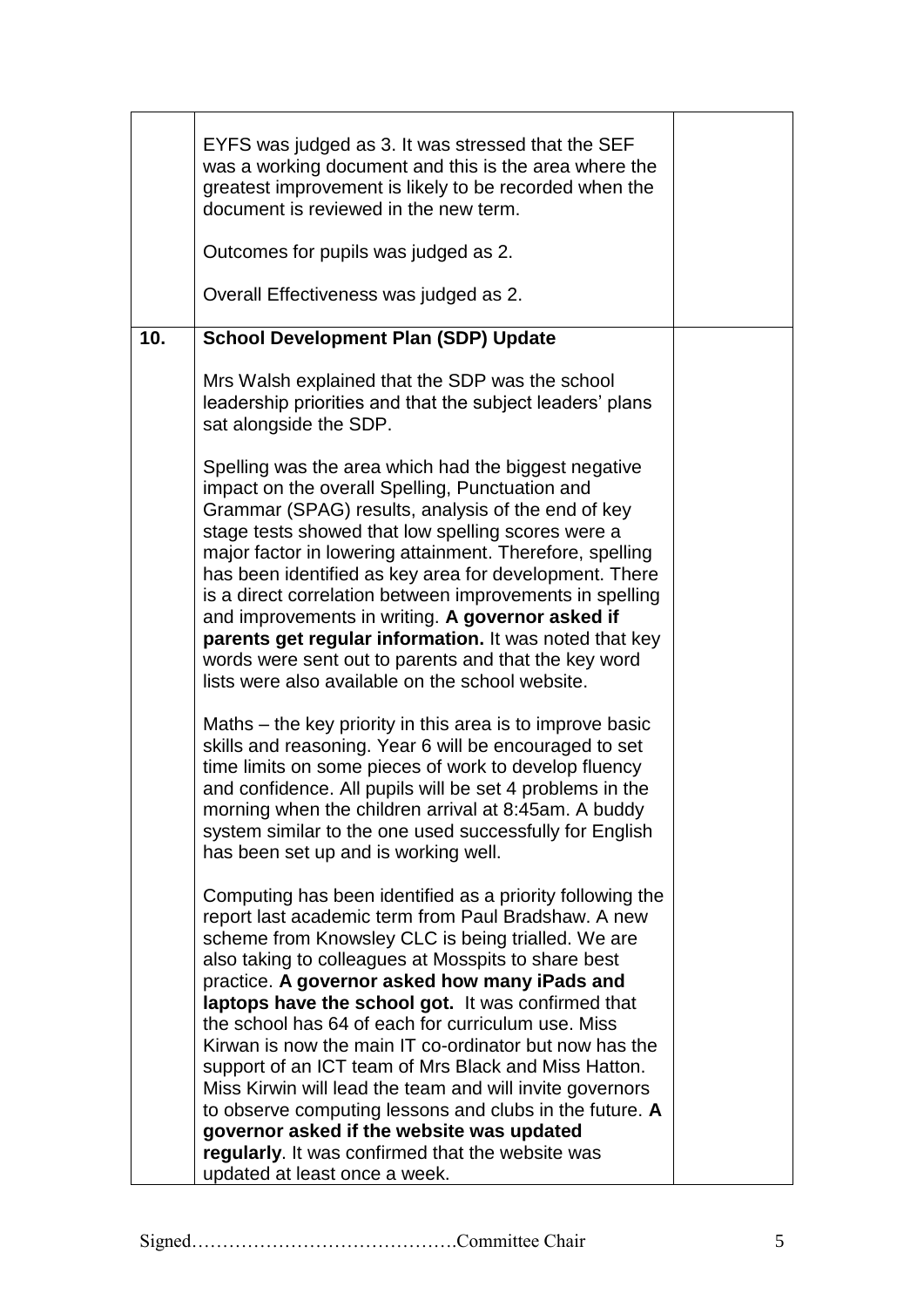| | | |
|---|---|---|
| | EYFS was judged as 3. It was stressed that the SEF was a working document and this is the area where the greatest improvement is likely to be recorded when the document is reviewed in the new term.<br><br>Outcomes for pupils was judged as 2.<br><br>Overall Effectiveness was judged as 2. | |
| **10.** | **School Development Plan (SDP) Update**<br><br>Mrs Walsh explained that the SDP was the school leadership priorities and that the subject leaders' plans sat alongside the SDP.<br><br>Spelling was the area which had the biggest negative impact on the overall Spelling, Punctuation and Grammar (SPAG) results, analysis of the end of key stage tests showed that low spelling scores were a major factor in lowering attainment. Therefore, spelling has been identified as key area for development. There is a direct correlation between improvements in spelling and improvements in writing. **A governor asked if parents get regular information.** It was noted that key words were sent out to parents and that the key word lists were also available on the school website.<br><br>Maths – the key priority in this area is to improve basic skills and reasoning. Year 6 will be encouraged to set time limits on some pieces of work to develop fluency and confidence. All pupils will be set 4 problems in the morning when the children arrival at 8:45am. A buddy system similar to the one used successfully for English has been set up and is working well.<br><br>Computing has been identified as a priority following the report last academic term from Paul Bradshaw. A new scheme from Knowsley CLC is being trialled. We are also taking to colleagues at Mosspits to share best practice. **A governor asked how many iPads and laptops have the school got.** It was confirmed that the school has 64 of each for curriculum use. Miss Kirwan is now the main IT co-ordinator but now has the support of an ICT team of Mrs Black and Miss Hatton. Miss Kirwin will lead the team and will invite governors to observe computing lessons and clubs in the future. **A governor asked if the website was updated regularly**. It was confirmed that the website was updated at least once a week. | |

Signed…………………………………….Committee Chair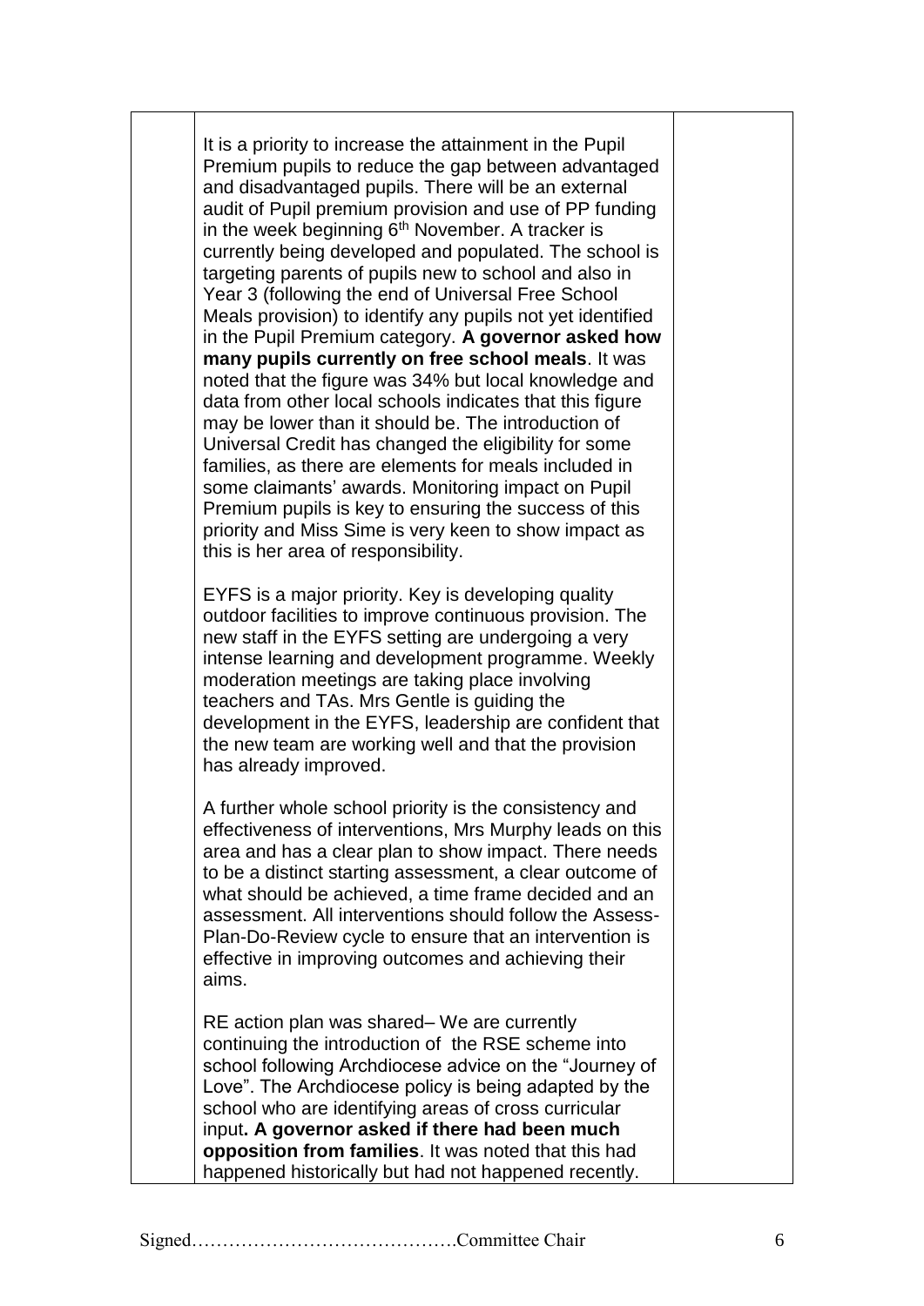| | | |
|---|---|---|
| | It is a priority to increase the attainment in the Pupil Premium pupils to reduce the gap between advantaged and disadvantaged pupils. There will be an external audit of Pupil premium provision and use of PP funding in the week beginning 6th November. A tracker is currently being developed and populated. The school is targeting parents of pupils new to school and also in Year 3 (following the end of Universal Free School Meals provision) to identify any pupils not yet identified in the Pupil Premium category. **A governor asked how many pupils currently on free school meals**. It was noted that the figure was 34% but local knowledge and data from other local schools indicates that this figure may be lower than it should be. The introduction of Universal Credit has changed the eligibility for some families, as there are elements for meals included in some claimants' awards. Monitoring impact on Pupil Premium pupils is key to ensuring the success of this priority and Miss Sime is very keen to show impact as this is her area of responsibility.<br><br>EYFS is a major priority. Key is developing quality outdoor facilities to improve continuous provision. The new staff in the EYFS setting are undergoing a very intense learning and development programme. Weekly moderation meetings are taking place involving teachers and TAs. Mrs Gentle is guiding the development in the EYFS, leadership are confident that the new team are working well and that the provision has already improved.<br><br>A further whole school priority is the consistency and effectiveness of interventions, Mrs Murphy leads on this area and has a clear plan to show impact. There needs to be a distinct starting assessment, a clear outcome of what should be achieved, a time frame decided and an assessment. All interventions should follow the Assess-Plan-Do-Review cycle to ensure that an intervention is effective in improving outcomes and achieving their aims.<br><br>RE action plan was shared– We are currently continuing the introduction of the RSE scheme into school following Archdiocese advice on the "Journey of Love". The Archdiocese policy is being adapted by the school who are identifying areas of cross curricular input**. A governor asked if there had been much opposition from families**. It was noted that this had happened historically but had not happened recently. | |

Signed…………………………………….Committee Chair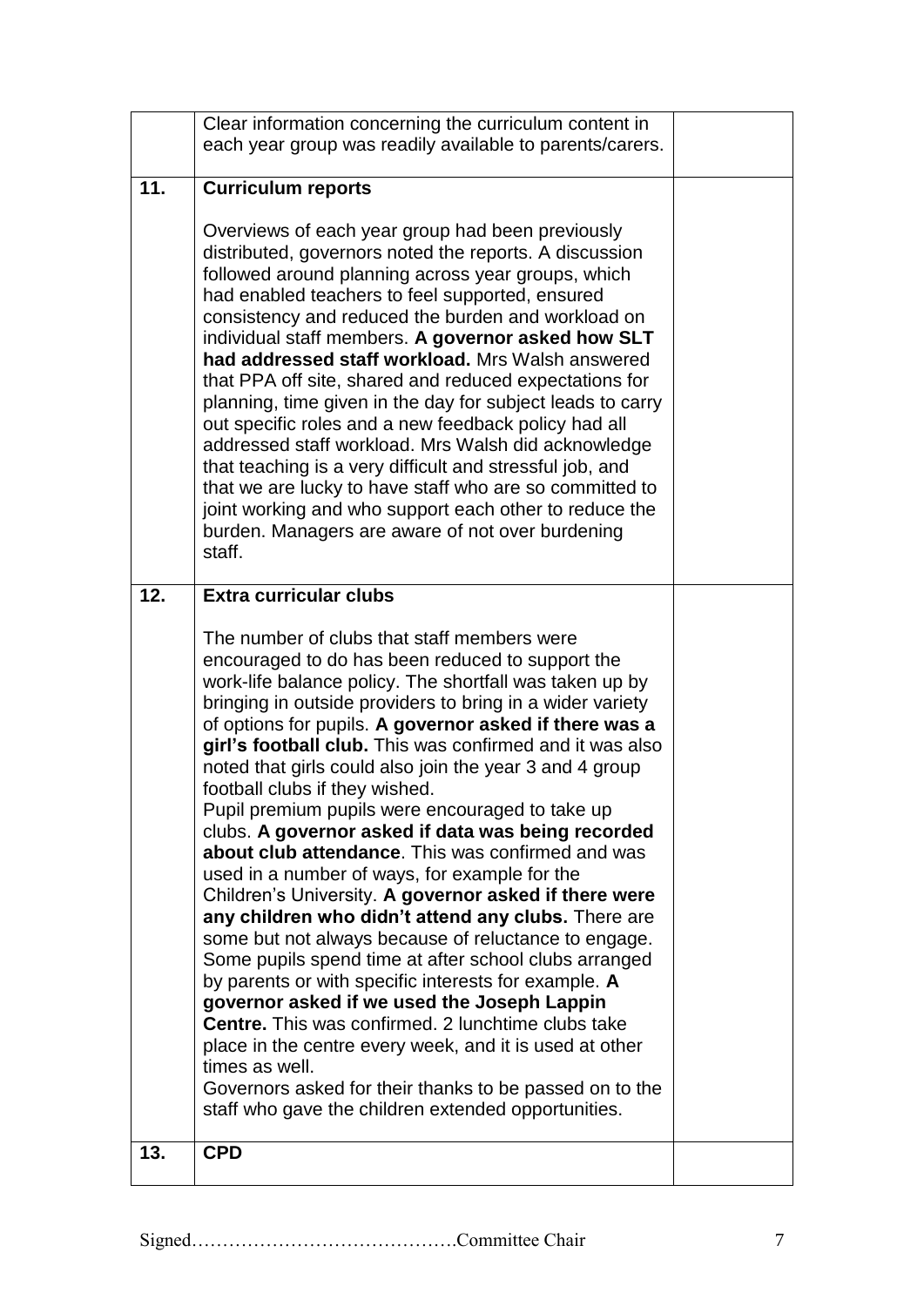|  |  |  |
|---|---|---|
|  | Clear information concerning the curriculum content in each year group was readily available to parents/carers. |  |
| **11.** | **Curriculum reports**<br><br>Overviews of each year group had been previously distributed, governors noted the reports. A discussion followed around planning across year groups, which had enabled teachers to feel supported, ensured consistency and reduced the burden and workload on individual staff members. **A governor asked how SLT had addressed staff workload.** Mrs Walsh answered that PPA off site, shared and reduced expectations for planning, time given in the day for subject leads to carry out specific roles and a new feedback policy had all addressed staff workload. Mrs Walsh did acknowledge that teaching is a very difficult and stressful job, and that we are lucky to have staff who are so committed to joint working and who support each other to reduce the burden. Managers are aware of not over burdening staff. |  |
| **12.** | **Extra curricular clubs**<br><br>The number of clubs that staff members were encouraged to do has been reduced to support the work-life balance policy. The shortfall was taken up by bringing in outside providers to bring in a wider variety of options for pupils. **A governor asked if there was a girl's football club.** This was confirmed and it was also noted that girls could also join the year 3 and 4 group football clubs if they wished.<br>Pupil premium pupils were encouraged to take up clubs. **A governor asked if data was being recorded about club attendance**. This was confirmed and was used in a number of ways, for example for the Children's University. **A governor asked if there were any children who didn't attend any clubs.** There are some but not always because of reluctance to engage. Some pupils spend time at after school clubs arranged by parents or with specific interests for example. **A governor asked if we used the Joseph Lappin Centre.** This was confirmed. 2 lunchtime clubs take place in the centre every week, and it is used at other times as well.<br>Governors asked for their thanks to be passed on to the staff who gave the children extended opportunities. |  |
| **13.** | **CPD** |  |

Signed…………………………………….Committee Chair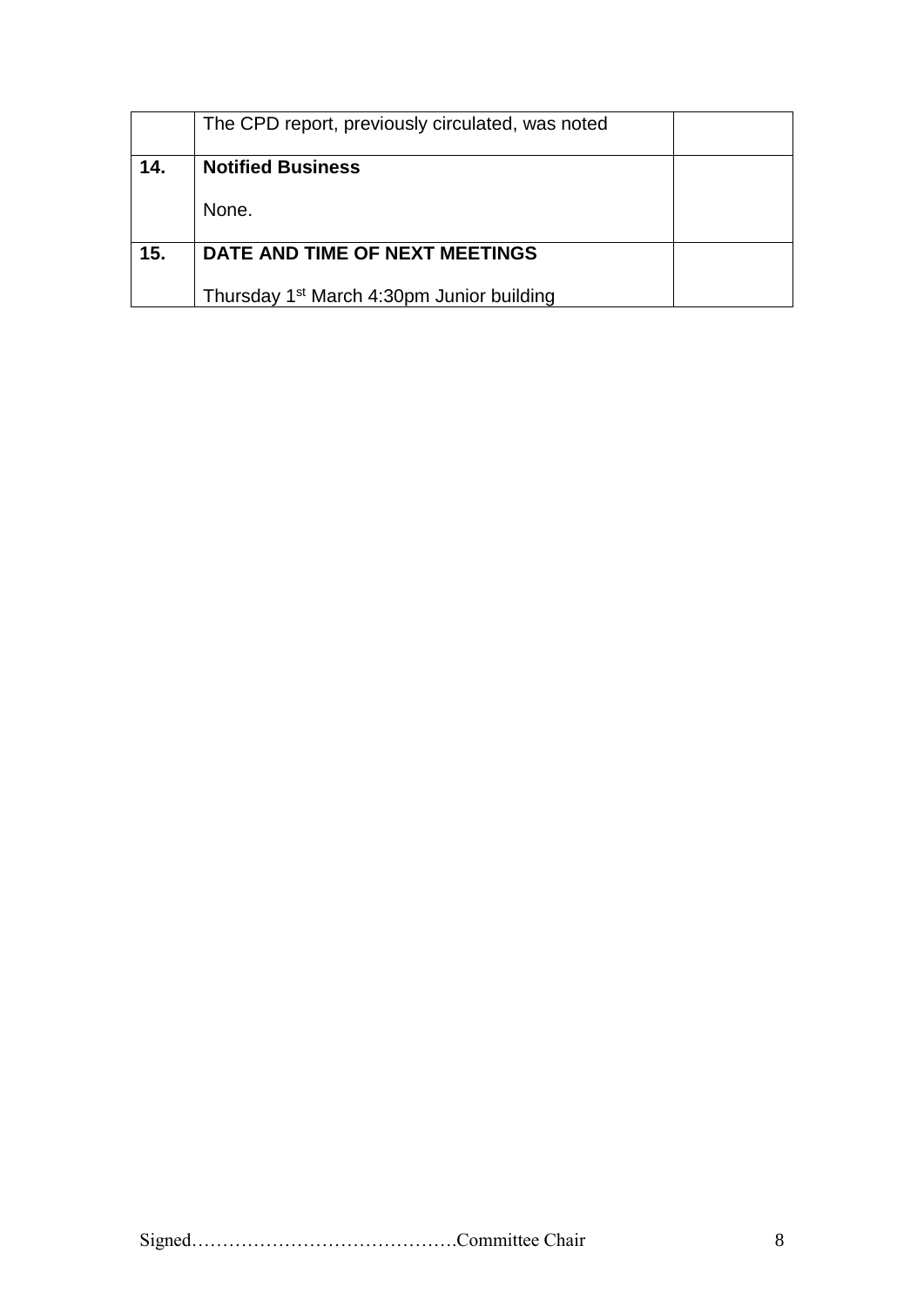| | | |
|---|---|---|
| | The CPD report, previously circulated, was noted | |
| **14.** | **Notified Business**<br><br>None. | |
| **15.** | **DATE AND TIME OF NEXT MEETINGS**<br><br>Thursday 1st March 4:30pm Junior building | |

Signed…………………………………….Committee Chair